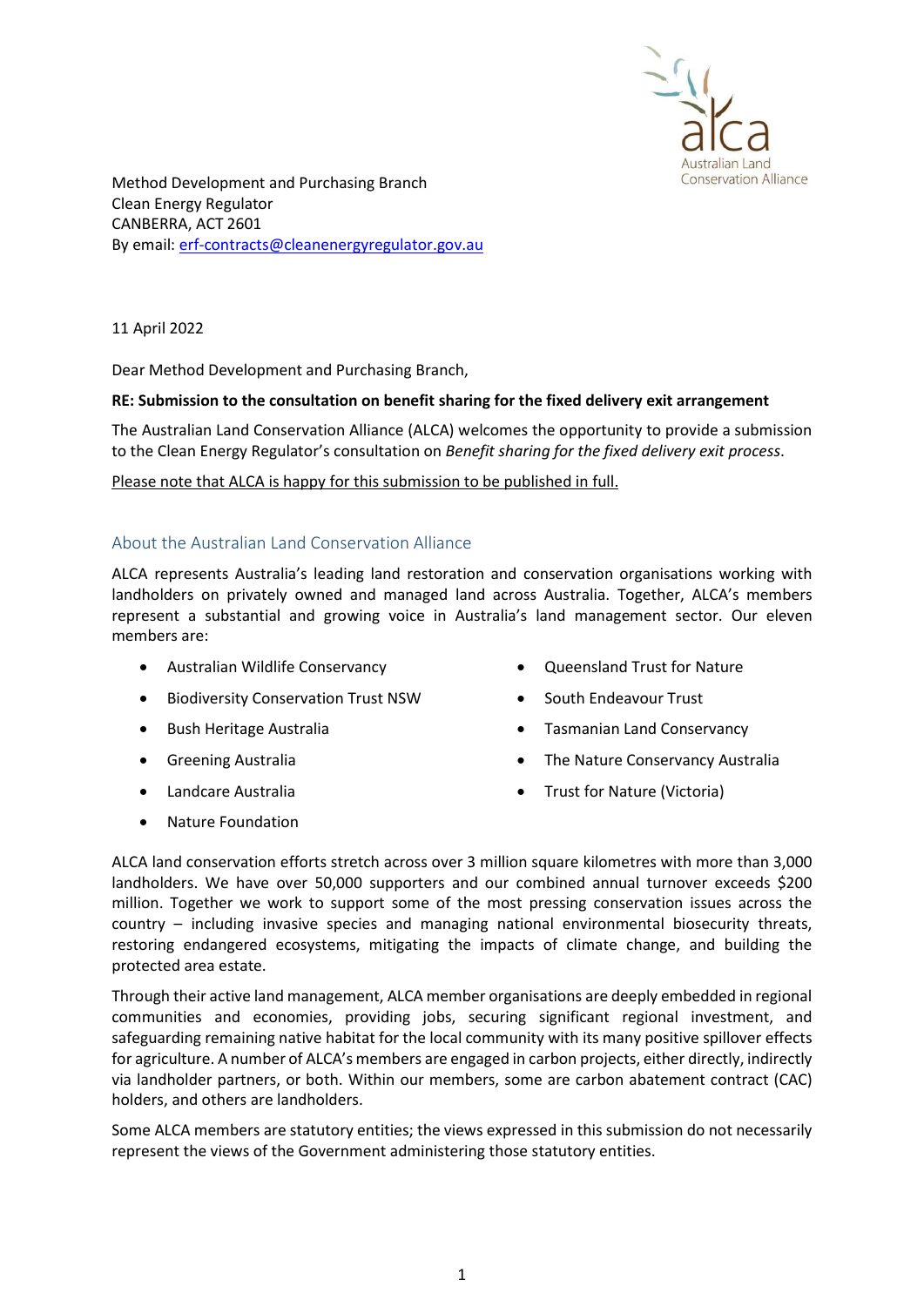Australian Land Conservation Alliance

Method Development and Purchasing Branch
Clean Energy Regulator
CANBERRA, ACT 2601
By email: erf-contracts@cleanenergyregulator.gov.au

11 April 2022

Dear Method Development and Purchasing Branch,

**RE: Submission to the consultation on benefit sharing for the fixed delivery exit arrangement**

The Australian Land Conservation Alliance (ALCA) welcomes the opportunity to provide a submission to the Clean Energy Regulator's consultation on *Benefit sharing for the fixed delivery exit process*.

Please note that ALCA is happy for this submission to be published in full.

## About the Australian Land Conservation Alliance

ALCA represents Australia's leading land restoration and conservation organisations working with landholders on privately owned and managed land across Australia. Together, ALCA's members represent a substantial and growing voice in Australia's land management sector. Our eleven members are:

- Australian Wildlife Conservancy
- Biodiversity Conservation Trust NSW
- Bush Heritage Australia
- Greening Australia
- Landcare Australia
- Nature Foundation
- Queensland Trust for Nature
- South Endeavour Trust
- Tasmanian Land Conservancy
- The Nature Conservancy Australia
- Trust for Nature (Victoria)

ALCA land conservation efforts stretch across over 3 million square kilometres with more than 3,000 landholders. We have over 50,000 supporters and our combined annual turnover exceeds $200 million. Together we work to support some of the most pressing conservation issues across the country – including invasive species and managing national environmental biosecurity threats, restoring endangered ecosystems, mitigating the impacts of climate change, and building the protected area estate.

Through their active land management, ALCA member organisations are deeply embedded in regional communities and economies, providing jobs, securing significant regional investment, and safeguarding remaining native habitat for the local community with its many positive spillover effects for agriculture. A number of ALCA's members are engaged in carbon projects, either directly, indirectly via landholder partners, or both. Within our members, some are carbon abatement contract (CAC) holders, and others are landholders.

Some ALCA members are statutory entities; the views expressed in this submission do not necessarily represent the views of the Government administering those statutory entities.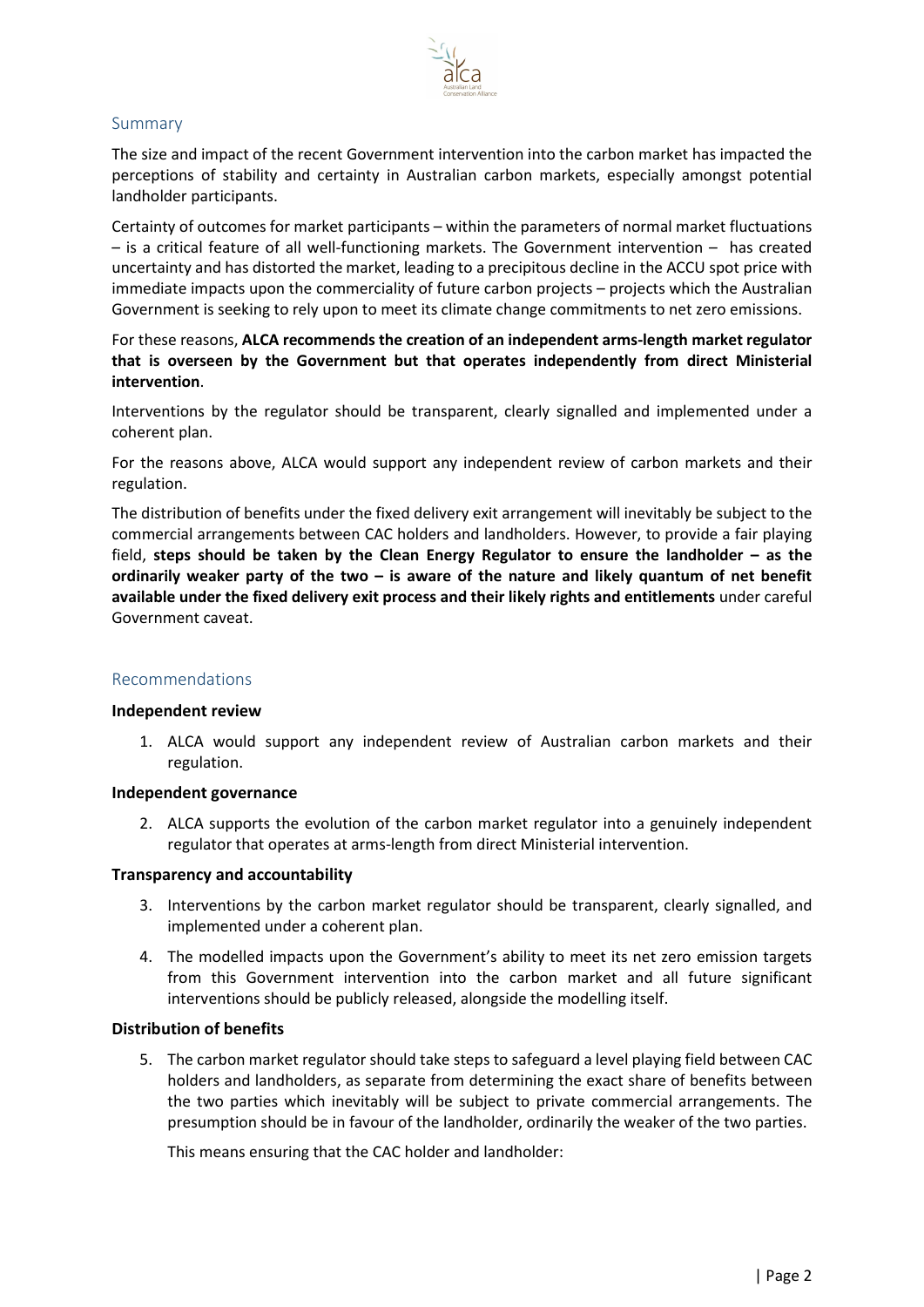## Summary

The size and impact of the recent Government intervention into the carbon market has impacted the perceptions of stability and certainty in Australian carbon markets, especially amongst potential landholder participants.

Certainty of outcomes for market participants – within the parameters of normal market fluctuations – is a critical feature of all well-functioning markets. The Government intervention – has created uncertainty and has distorted the market, leading to a precipitous decline in the ACCU spot price with immediate impacts upon the commerciality of future carbon projects – projects which the Australian Government is seeking to rely upon to meet its climate change commitments to net zero emissions.

For these reasons, **ALCA recommends the creation of an independent arms-length market regulator that is overseen by the Government but that operates independently from direct Ministerial intervention**.

Interventions by the regulator should be transparent, clearly signalled and implemented under a coherent plan.

For the reasons above, ALCA would support any independent review of carbon markets and their regulation.

The distribution of benefits under the fixed delivery exit arrangement will inevitably be subject to the commercial arrangements between CAC holders and landholders. However, to provide a fair playing field, **steps should be taken by the Clean Energy Regulator to ensure the landholder – as the ordinarily weaker party of the two – is aware of the nature and likely quantum of net benefit available under the fixed delivery exit process and their likely rights and entitlements** under careful Government caveat.

## Recommendations

**Independent review**

1. ALCA would support any independent review of Australian carbon markets and their regulation.

**Independent governance**

2. ALCA supports the evolution of the carbon market regulator into a genuinely independent regulator that operates at arms-length from direct Ministerial intervention.

**Transparency and accountability**

3. Interventions by the carbon market regulator should be transparent, clearly signalled, and implemented under a coherent plan.
4. The modelled impacts upon the Government's ability to meet its net zero emission targets from this Government intervention into the carbon market and all future significant interventions should be publicly released, alongside the modelling itself.

**Distribution of benefits**

5. The carbon market regulator should take steps to safeguard a level playing field between CAC holders and landholders, as separate from determining the exact share of benefits between the two parties which inevitably will be subject to private commercial arrangements. The presumption should be in favour of the landholder, ordinarily the weaker of the two parties.

   This means ensuring that the CAC holder and landholder: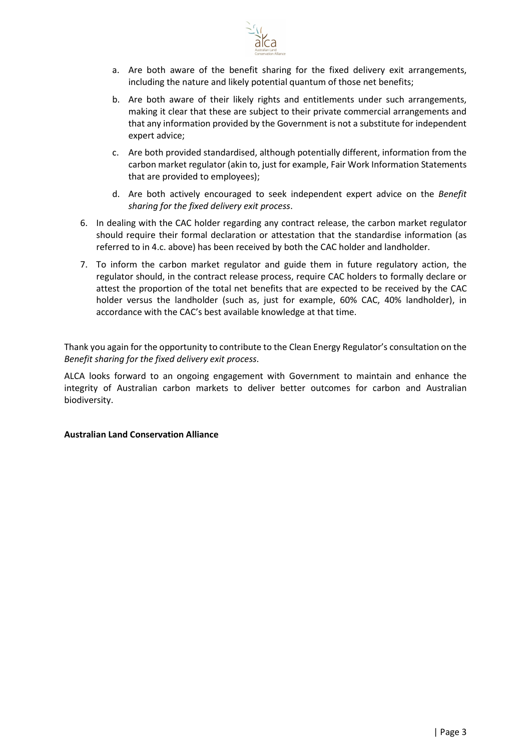a. Are both aware of the benefit sharing for the fixed delivery exit arrangements, including the nature and likely potential quantum of those net benefits;

b. Are both aware of their likely rights and entitlements under such arrangements, making it clear that these are subject to their private commercial arrangements and that any information provided by the Government is not a substitute for independent expert advice;

c. Are both provided standardised, although potentially different, information from the carbon market regulator (akin to, just for example, Fair Work Information Statements that are provided to employees);

d. Are both actively encouraged to seek independent expert advice on the *Benefit sharing for the fixed delivery exit process*.

6. In dealing with the CAC holder regarding any contract release, the carbon market regulator should require their formal declaration or attestation that the standardise information (as referred to in 4.c. above) has been received by both the CAC holder and landholder.

7. To inform the carbon market regulator and guide them in future regulatory action, the regulator should, in the contract release process, require CAC holders to formally declare or attest the proportion of the total net benefits that are expected to be received by the CAC holder versus the landholder (such as, just for example, 60% CAC, 40% landholder), in accordance with the CAC's best available knowledge at that time.

Thank you again for the opportunity to contribute to the Clean Energy Regulator's consultation on the *Benefit sharing for the fixed delivery exit process*.

ALCA looks forward to an ongoing engagement with Government to maintain and enhance the integrity of Australian carbon markets to deliver better outcomes for carbon and Australian biodiversity.

**Australian Land Conservation Alliance**